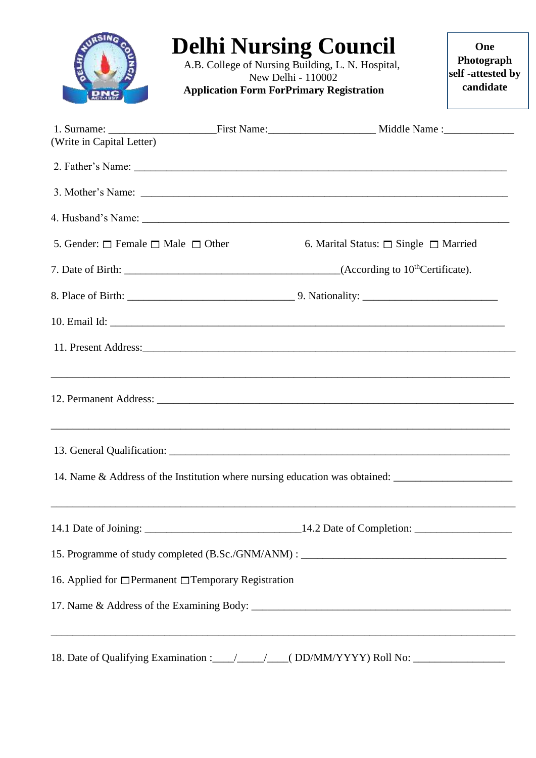# Delhi Nursing Council

A.B. College of Nursing Building, L. N. Hospital,
New Delhi - 110002

**Application Form ForPrimary Registration**

**One Photograph self -attested by candidate**

1. Surname: ____________________First Name:____________________ Middle Name :_____________
(Write in Capital Letter)

2. Father's Name: ______________________________________________________________________

3. Mother's Name: _____________________________________________________________________

4. Husband's Name: ____________________________________________________________________

5. Gender: ☐ Female ☐ Male ☐ Other 6. Marital Status: ☐ Single ☐ Married

7. Date of Birth: ________________________________________(According to 10thCertificate).

8. Place of Birth: _______________________________ 9. Nationality: _________________________

10. Email Id: _____________________________________________________________________

11. Present Address:_________________________________________________________________

_______________________________________________________________________________

12. Permanent Address: ______________________________________________________________

_______________________________________________________________________________

13. General Qualification: ____________________________________________________________

14. Name & Address of the Institution where nursing education was obtained: ______________________

_______________________________________________________________________________

14.1 Date of Joining: _____________________________14.2 Date of Completion: __________________

15. Programme of study completed (B.Sc./GNM/ANM) : ______________________________________

16. Applied for ☐Permanent ☐Temporary Registration

17. Name & Address of the Examining Body: ______________________________________________

_______________________________________________________________________________

18. Date of Qualifying Examination :____/_____/____( DD/MM/YYYY) Roll No: _________________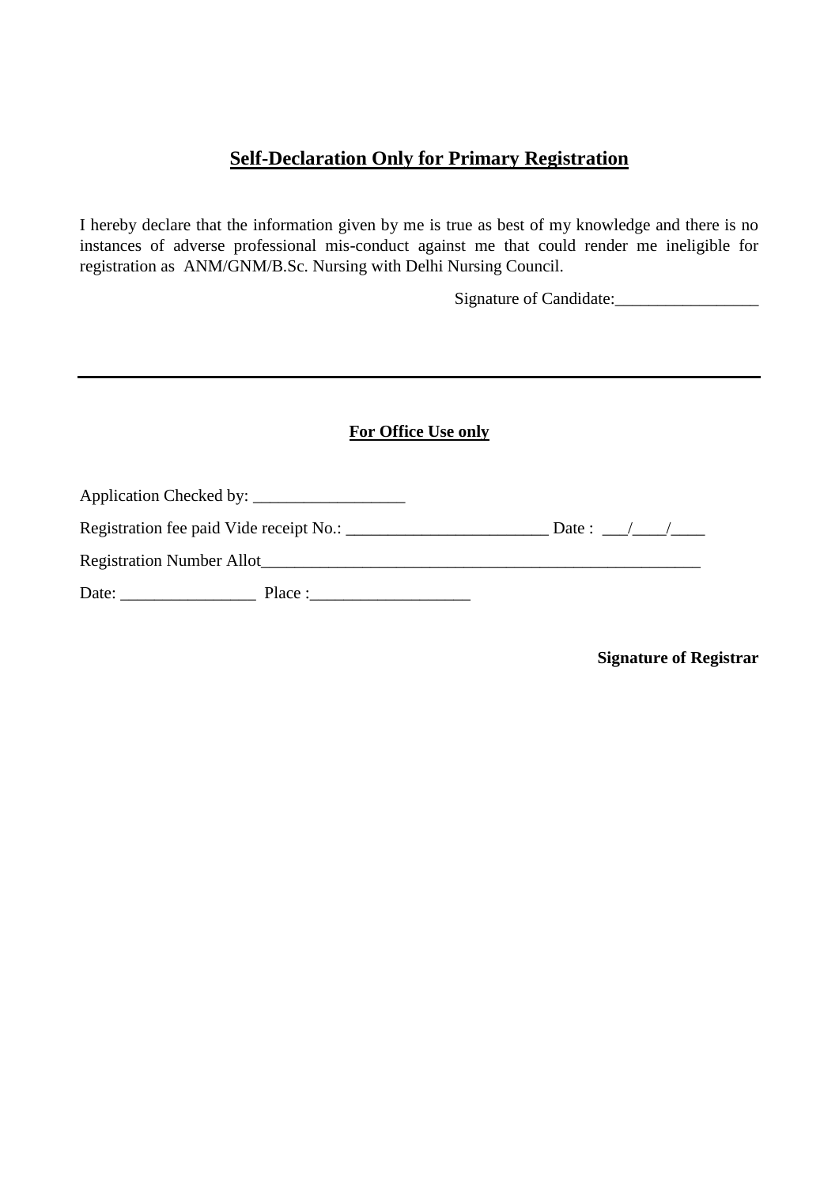## Self-Declaration Only for Primary Registration

I hereby declare that the information given by me is true as best of my knowledge and there is no instances of adverse professional mis-conduct against me that could render me ineligible for registration as ANM/GNM/B.Sc. Nursing with Delhi Nursing Council.

Signature of Candidate:_________________

---

### For Office Use only

Application Checked by: __________________

Registration fee paid Vide receipt No.: ________________________ Date : ___/____/____

Registration Number Allot_____________________________________________________

Date: ________________ Place :___________________

**Signature of Registrar**